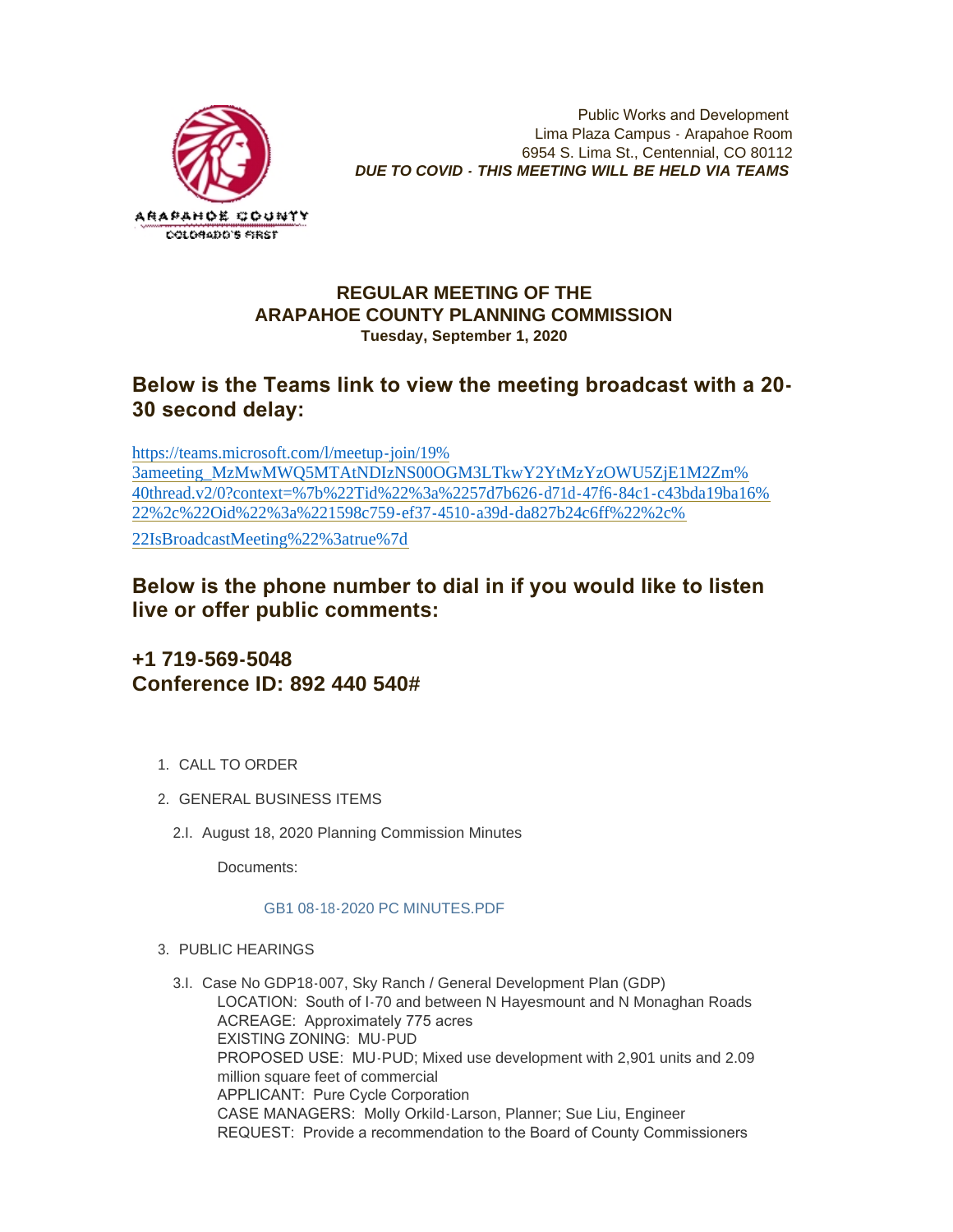ARAPAHOE COUNTY
COLORADO'S FIRST

Public Works and Development
Lima Plaza Campus - Arapahoe Room
6954 S. Lima St., Centennial, CO 80112
***DUE TO COVID - THIS MEETING WILL BE HELD VIA TEAMS***

## REGULAR MEETING OF THE ARAPAHOE COUNTY PLANNING COMMISSION
**Tuesday, September 1, 2020**

## Below is the Teams link to view the meeting broadcast with a 20-30 second delay:

https://teams.microsoft.com/l/meetup-join/19%3ameeting_MzMwMWQ5MTAtNDIzNS00OGM3LTkwY2YtMzYzOWU5ZjE1M2Zm%40thread.v2/0?context=%7b%22Tid%22%3a%2257d7b626-d71d-47f6-84c1-c43bda19ba16%22%2c%22Oid%22%3a%221598c759-ef37-4510-a39d-da827b24c6ff%22%2c%22IsBroadcastMeeting%22%3atrue%7d

## Below is the phone number to dial in if you would like to listen live or offer public comments:

## +1 719-569-5048
## Conference ID: 892 440 540#

1. CALL TO ORDER
2. GENERAL BUSINESS ITEMS
   2.I. August 18, 2020 Planning Commission Minutes

   Documents:

   GB1 08-18-2020 PC MINUTES.PDF
3. PUBLIC HEARINGS
   3.I. Case No GDP18-007, Sky Ranch / General Development Plan (GDP)
   LOCATION: South of I-70 and between N Hayesmount and N Monaghan Roads
   ACREAGE: Approximately 775 acres
   EXISTING ZONING: MU-PUD
   PROPOSED USE: MU-PUD; Mixed use development with 2,901 units and 2.09 million square feet of commercial
   APPLICANT: Pure Cycle Corporation
   CASE MANAGERS: Molly Orkild-Larson, Planner; Sue Liu, Engineer
   REQUEST: Provide a recommendation to the Board of County Commissioners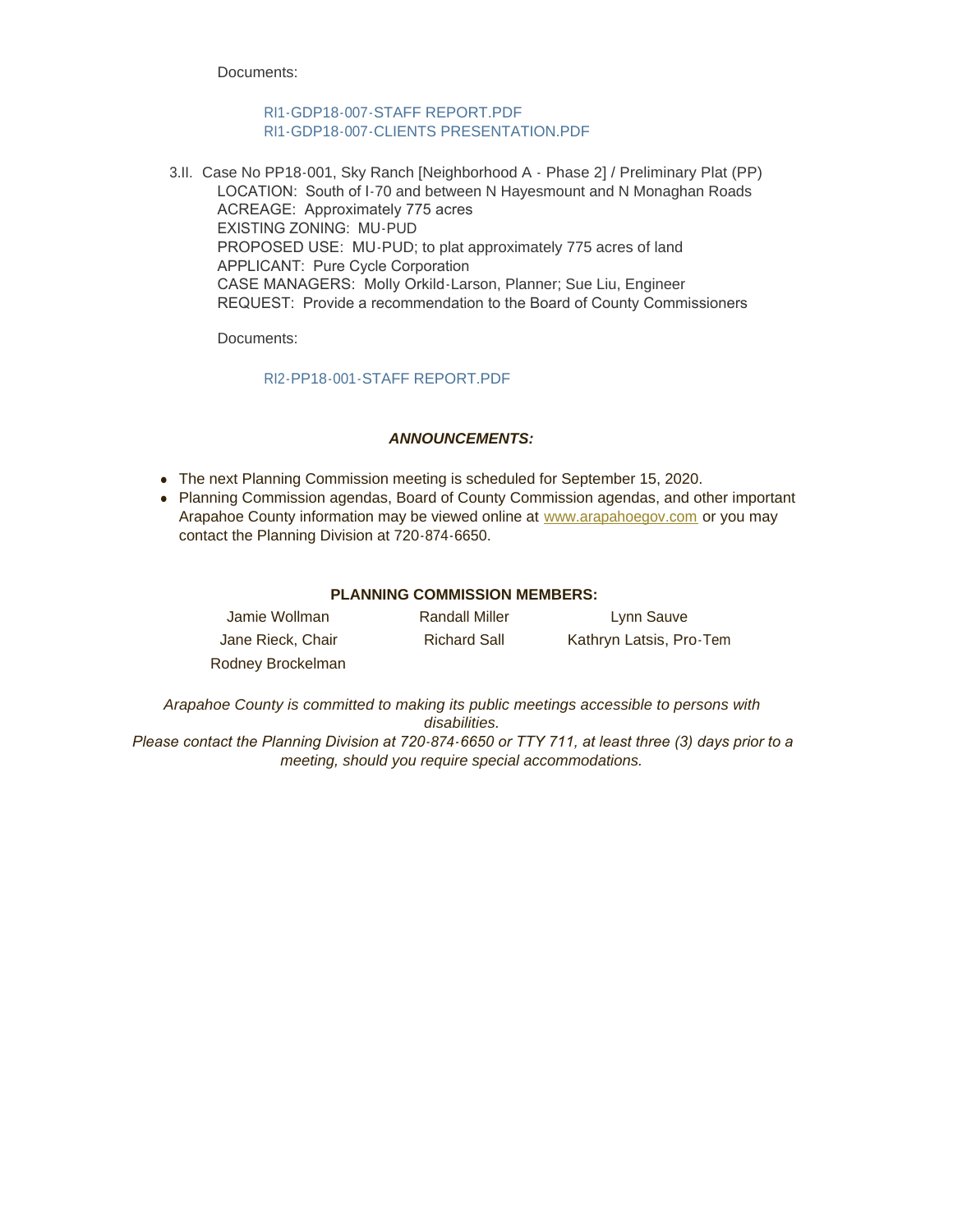Documents:

RI1-GDP18-007-STAFF REPORT.PDF
RI1-GDP18-007-CLIENTS PRESENTATION.PDF

3.II. Case No PP18-001, Sky Ranch [Neighborhood A - Phase 2] / Preliminary Plat (PP)
LOCATION: South of I-70 and between N Hayesmount and N Monaghan Roads
ACREAGE: Approximately 775 acres
EXISTING ZONING: MU-PUD
PROPOSED USE: MU-PUD; to plat approximately 775 acres of land
APPLICANT: Pure Cycle Corporation
CASE MANAGERS: Molly Orkild-Larson, Planner; Sue Liu, Engineer
REQUEST: Provide a recommendation to the Board of County Commissioners

Documents:

RI2-PP18-001-STAFF REPORT.PDF

***ANNOUNCEMENTS:***

- The next Planning Commission meeting is scheduled for September 15, 2020.
- Planning Commission agendas, Board of County Commission agendas, and other important Arapahoe County information may be viewed online at www.arapahoegov.com or you may contact the Planning Division at 720-874-6650.

**PLANNING COMMISSION MEMBERS:**

| | | |
|---|---|---|
| Jamie Wollman | Randall Miller | Lynn Sauve |
| Jane Rieck, Chair | Richard Sall | Kathryn Latsis, Pro-Tem |
| Rodney Brockelman | | |

*Arapahoe County is committed to making its public meetings accessible to persons with disabilities.*
*Please contact the Planning Division at 720-874-6650 or TTY 711, at least three (3) days prior to a meeting, should you require special accommodations.*